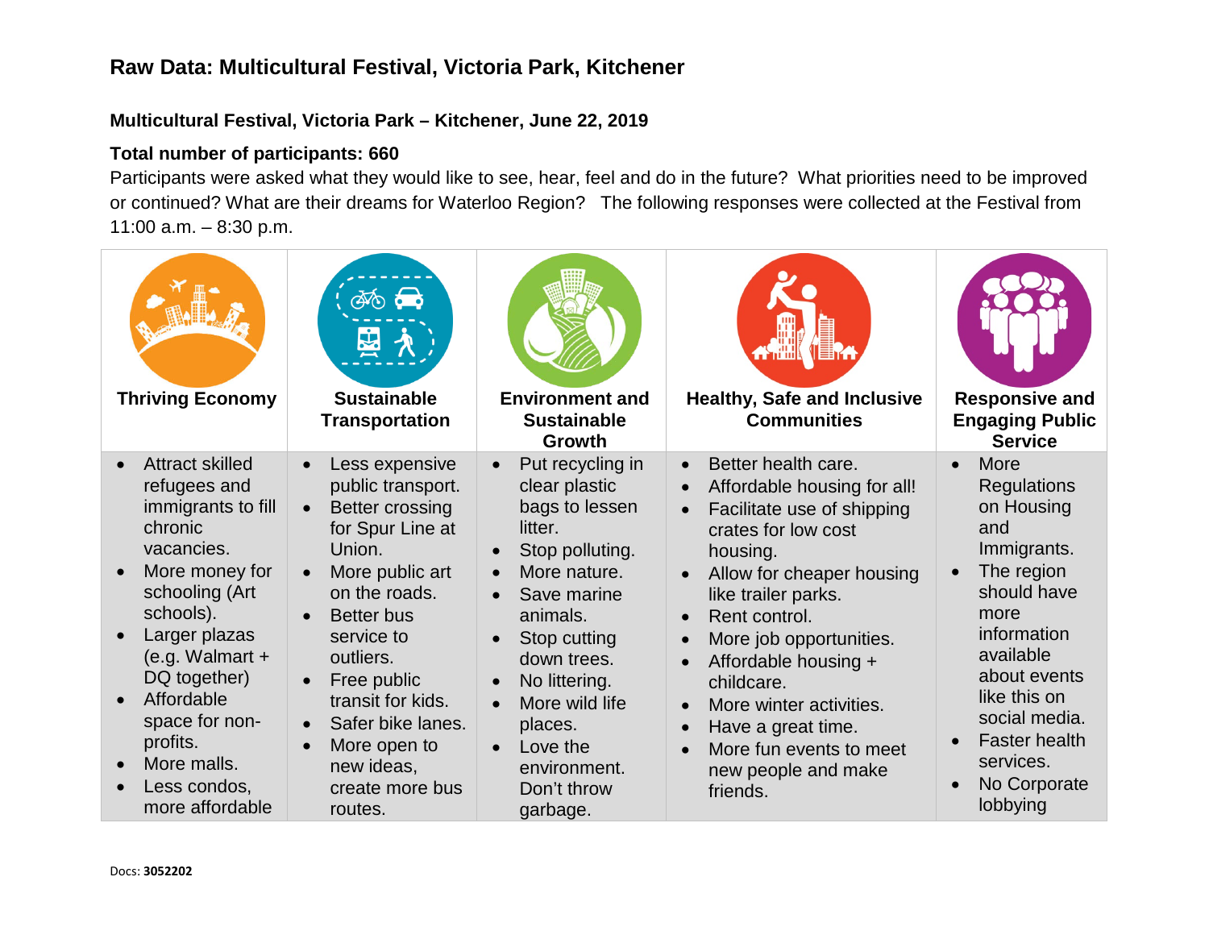# Raw Data: Multicultural Festival, Victoria Park, Kitchener

## Multicultural Festival, Victoria Park – Kitchener, June 22, 2019

**Total number of participants: 660**

Participants were asked what they would like to see, hear, feel and do in the future? What priorities need to be improved or continued? What are their dreams for Waterloo Region? The following responses were collected at the Festival from 11:00 a.m. – 8:30 p.m.

| Thriving Economy | Sustainable Transportation | Environment and Sustainable Growth | Healthy, Safe and Inclusive Communities | Responsive and Engaging Public Service |
|---|---|---|---|---|
| • Attract skilled refugees and immigrants to fill chronic vacancies.<br>• More money for schooling (Art schools).<br>• Larger plazas (e.g. Walmart + DQ together)<br>• Affordable space for non-profits.<br>• More malls.<br>• Less condos, more affordable | • Less expensive public transport.<br>• Better crossing for Spur Line at Union.<br>• More public art on the roads.<br>• Better bus service to outliers.<br>• Free public transit for kids.<br>• Safer bike lanes.<br>• More open to new ideas, create more bus routes. | • Put recycling in clear plastic bags to lessen litter.<br>• Stop polluting.<br>• More nature.<br>• Save marine animals.<br>• Stop cutting down trees.<br>• No littering.<br>• More wild life places.<br>• Love the environment. Don't throw garbage. | • Better health care.<br>• Affordable housing for all!<br>• Facilitate use of shipping crates for low cost housing.<br>• Allow for cheaper housing like trailer parks.<br>• Rent control.<br>• More job opportunities.<br>• Affordable housing + childcare.<br>• More winter activities.<br>• Have a great time.<br>• More fun events to meet new people and make friends. | • More Regulations on Housing and Immigrants.<br>• The region should have more information available about events like this on social media.<br>• Faster health services.<br>• No Corporate lobbying |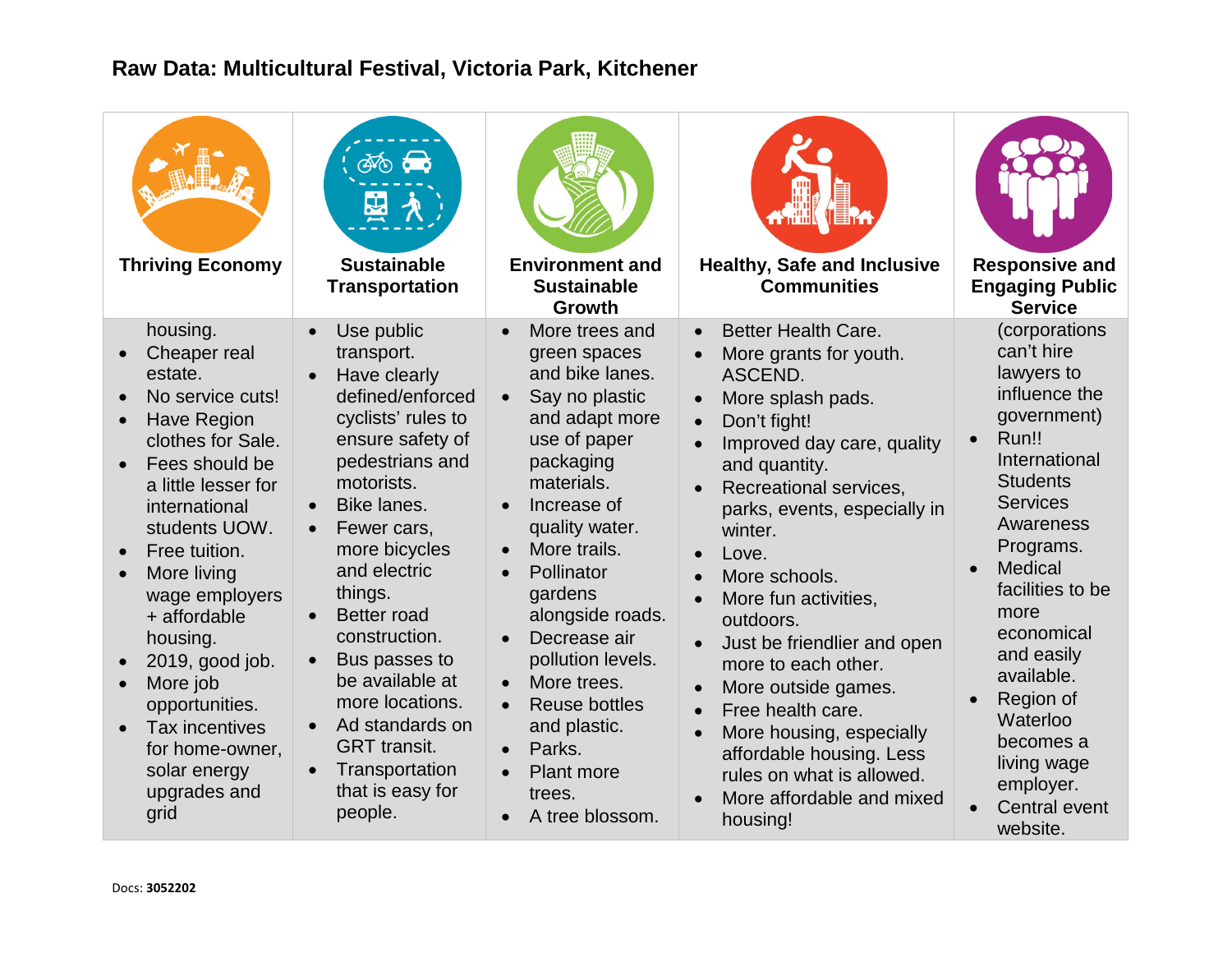## Raw Data: Multicultural Festival, Victoria Park, Kitchener

| Thriving Economy | Sustainable Transportation | Environment and Sustainable Growth | Healthy, Safe and Inclusive Communities | Responsive and Engaging Public Service |
|---|---|---|---|---|
| housing.<br>• Cheaper real estate.<br>• No service cuts!<br>• Have Region clothes for Sale.<br>• Fees should be a little lesser for international students UOW.<br>• Free tuition.<br>• More living wage employers + affordable housing.<br>• 2019, good job.<br>• More job opportunities.<br>• Tax incentives for home-owner, solar energy upgrades and grid | • Use public transport.<br>• Have clearly defined/enforced cyclists' rules to ensure safety of pedestrians and motorists.<br>• Bike lanes.<br>• Fewer cars, more bicycles and electric things.<br>• Better road construction.<br>• Bus passes to be available at more locations.<br>• Ad standards on GRT transit.<br>• Transportation that is easy for people. | • More trees and green spaces and bike lanes.<br>• Say no plastic and adapt more use of paper packaging materials.<br>• Increase of quality water.<br>• More trails.<br>• Pollinator gardens alongside roads.<br>• Decrease air pollution levels.<br>• More trees.<br>• Reuse bottles and plastic.<br>• Parks.<br>• Plant more trees.<br>• A tree blossom. | • Better Health Care.<br>• More grants for youth. ASCEND.<br>• More splash pads.<br>• Don't fight!<br>• Improved day care, quality and quantity.<br>• Recreational services, parks, events, especially in winter.<br>• Love.<br>• More schools.<br>• More fun activities, outdoors.<br>• Just be friendlier and open more to each other.<br>• More outside games.<br>• Free health care.<br>• More housing, especially affordable housing. Less rules on what is allowed.<br>• More affordable and mixed housing! | (corporations can't hire lawyers to influence the government)<br>• Run!! International Students Services Awareness Programs.<br>• Medical facilities to be more economical and easily available.<br>• Region of Waterloo becomes a living wage employer.<br>• Central event website. |

Docs: **3052202**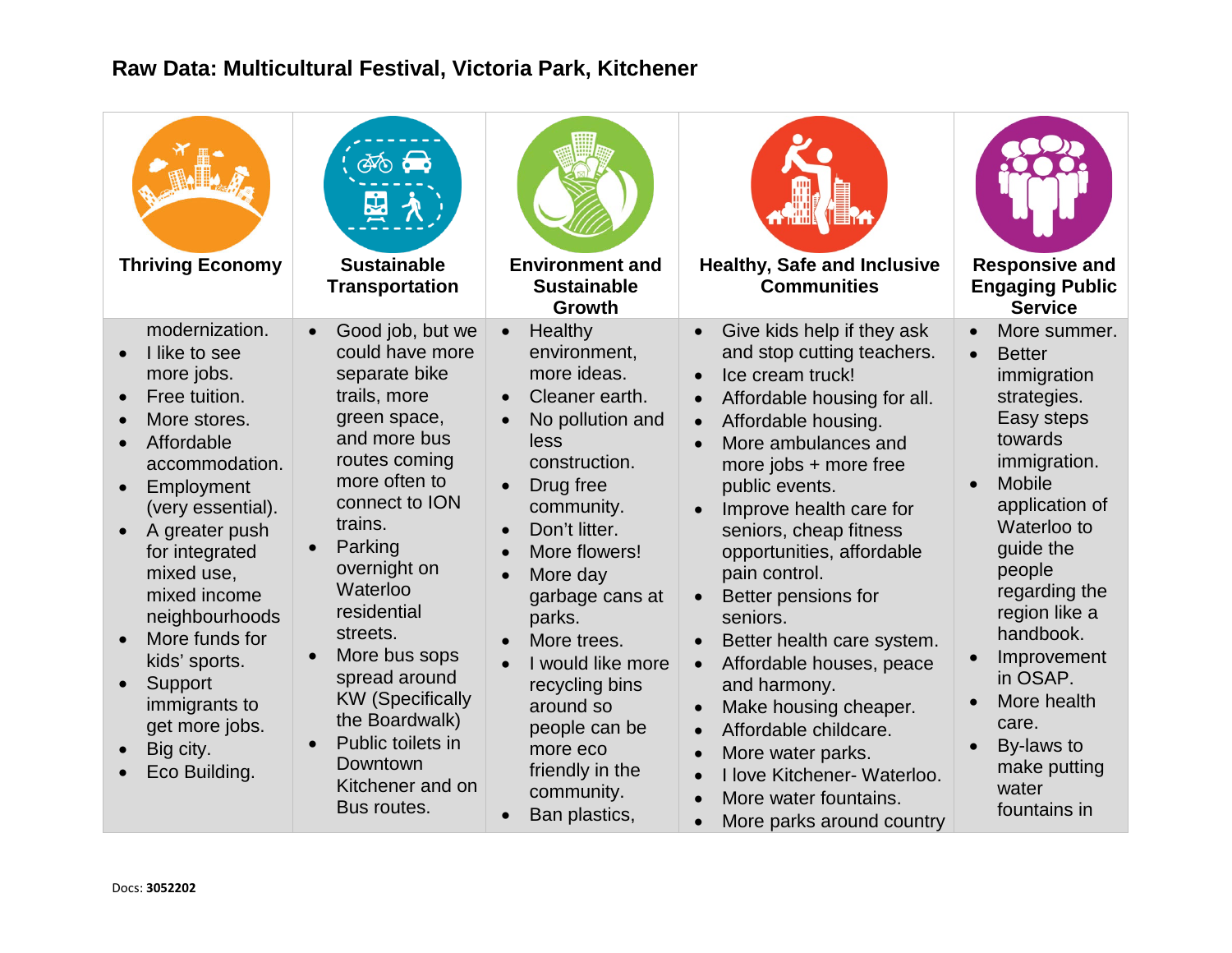## Raw Data: Multicultural Festival, Victoria Park, Kitchener

| Thriving Economy | Sustainable Transportation | Environment and Sustainable Growth | Healthy, Safe and Inclusive Communities | Responsive and Engaging Public Service |
|---|---|---|---|---|
| modernization.<br>• I like to see more jobs.<br>• Free tuition.<br>• More stores.<br>• Affordable accommodation.<br>• Employment (very essential).<br>• A greater push for integrated mixed use, mixed income neighbourhoods<br>• More funds for kids' sports.<br>• Support immigrants to get more jobs.<br>• Big city.<br>• Eco Building. | • Good job, but we could have more separate bike trails, more green space, and more bus routes coming more often to connect to ION trains.<br>• Parking overnight on Waterloo residential streets.<br>• More bus sops spread around KW (Specifically the Boardwalk)<br>• Public toilets in Downtown Kitchener and on Bus routes. | • Healthy environment, more ideas.<br>• Cleaner earth.<br>• No pollution and less construction.<br>• Drug free community.<br>• Don't litter.<br>• More flowers!<br>• More day garbage cans at parks.<br>• More trees.<br>• I would like more recycling bins around so people can be more eco friendly in the community.<br>• Ban plastics, | • Give kids help if they ask and stop cutting teachers.<br>• Ice cream truck!<br>• Affordable housing for all.<br>• Affordable housing.<br>• More ambulances and more jobs + more free public events.<br>• Improve health care for seniors, cheap fitness opportunities, affordable pain control.<br>• Better pensions for seniors.<br>• Better health care system.<br>• Affordable houses, peace and harmony.<br>• Make housing cheaper.<br>• Affordable childcare.<br>• More water parks.<br>• I love Kitchener- Waterloo.<br>• More water fountains.<br>• More parks around country | • More summer.<br>• Better immigration strategies. Easy steps towards immigration.<br>• Mobile application of Waterloo to guide the people regarding the region like a handbook.<br>• Improvement in OSAP.<br>• More health care.<br>• By-laws to make putting water fountains in |

Docs: **3052202**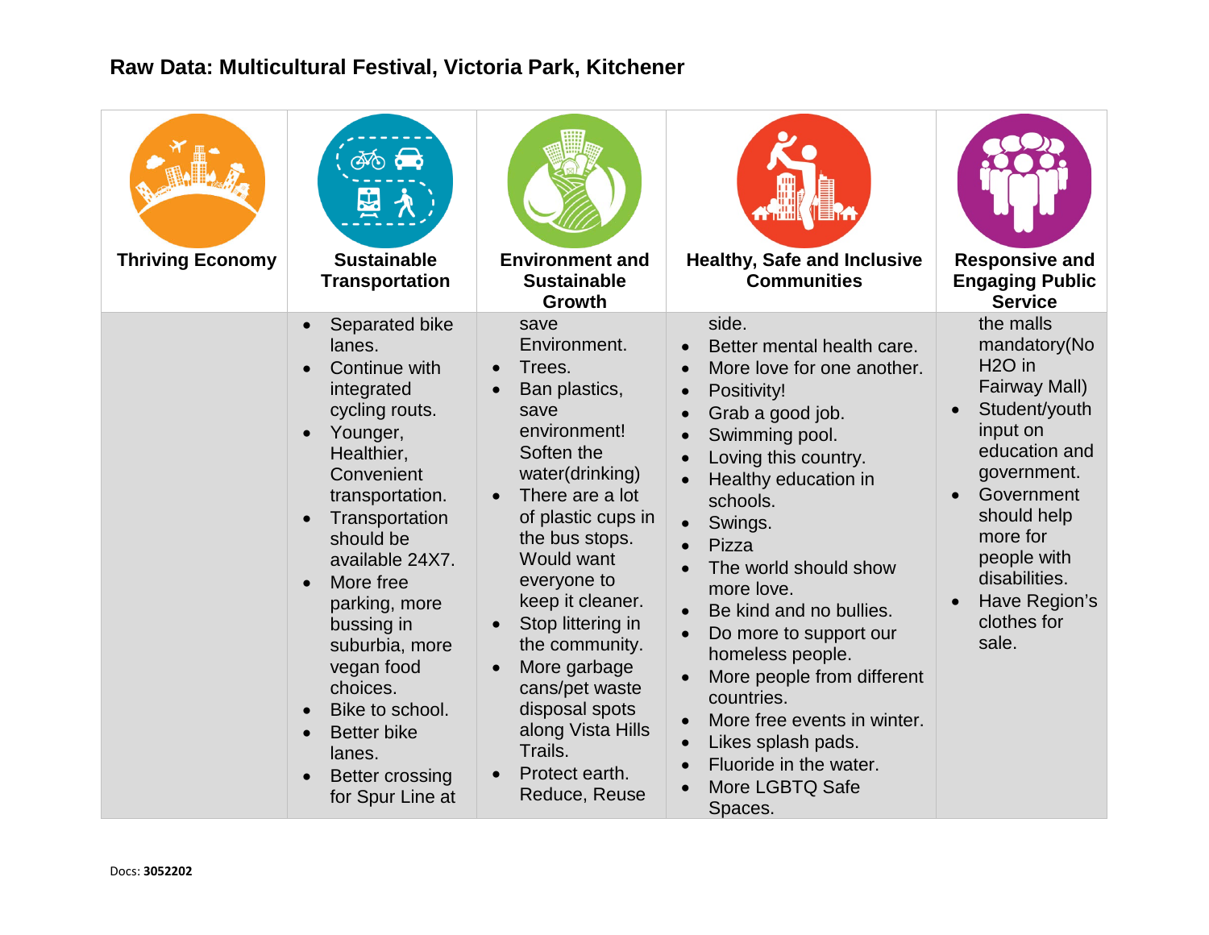# Raw Data: Multicultural Festival, Victoria Park, Kitchener

| Thriving Economy | Sustainable Transportation | Environment and Sustainable Growth | Healthy, Safe and Inclusive Communities | Responsive and Engaging Public Service |
|---|---|---|---|---|
| | • Separated bike lanes.<br>• Continue with integrated cycling routs.<br>• Younger, Healthier, Convenient transportation.<br>• Transportation should be available 24X7.<br>• More free parking, more bussing in suburbia, more vegan food choices.<br>• Bike to school.<br>• Better bike lanes.<br>• Better crossing for Spur Line at | save Environment.<br>• Trees.<br>• Ban plastics, save environment! Soften the water(drinking)<br>• There are a lot of plastic cups in the bus stops. Would want everyone to keep it cleaner.<br>• Stop littering in the community.<br>• More garbage cans/pet waste disposal spots along Vista Hills Trails.<br>• Protect earth. Reduce, Reuse | side.<br>• Better mental health care.<br>• More love for one another.<br>• Positivity!<br>• Grab a good job.<br>• Swimming pool.<br>• Loving this country.<br>• Healthy education in schools.<br>• Swings.<br>• Pizza<br>• The world should show more love.<br>• Be kind and no bullies.<br>• Do more to support our homeless people.<br>• More people from different countries.<br>• More free events in winter.<br>• Likes splash pads.<br>• Fluoride in the water.<br>• More LGBTQ Safe Spaces. | the malls mandatory(No H2O in Fairway Mall)<br>• Student/youth input on education and government.<br>• Government should help more for people with disabilities.<br>• Have Region's clothes for sale. |

Docs: **3052202**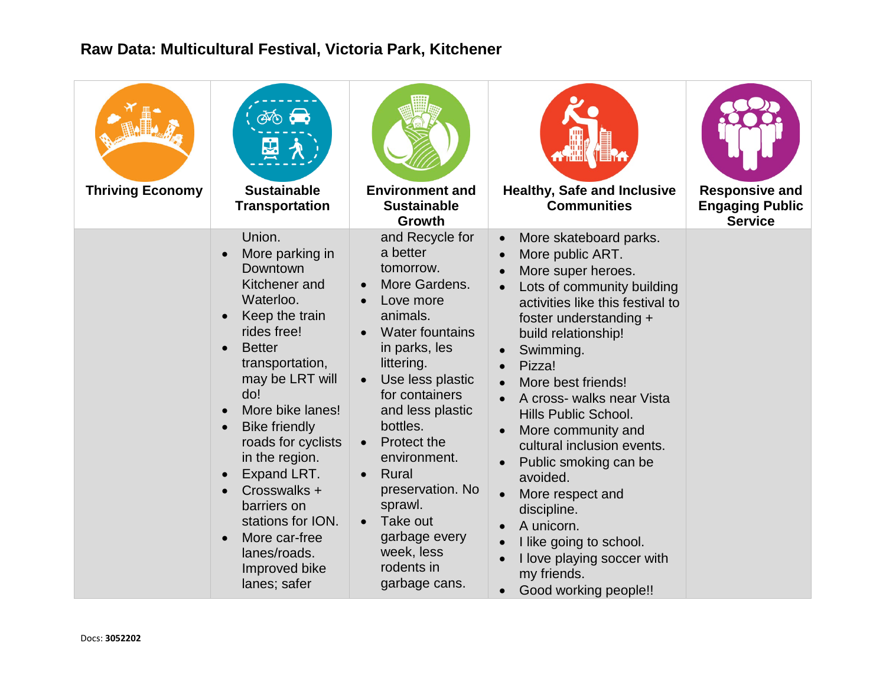## Raw Data: Multicultural Festival, Victoria Park, Kitchener

| Thriving Economy | Sustainable Transportation | Environment and Sustainable Growth | Healthy, Safe and Inclusive Communities | Responsive and Engaging Public Service |
|---|---|---|---|---|
| | Union.<br>• More parking in Downtown Kitchener and Waterloo.<br>• Keep the train rides free!<br>• Better transportation, may be LRT will do!<br>• More bike lanes!<br>• Bike friendly roads for cyclists in the region.<br>• Expand LRT.<br>• Crosswalks + barriers on stations for ION.<br>• More car-free lanes/roads. Improved bike lanes; safer | and Recycle for a better tomorrow.<br>• More Gardens.<br>• Love more animals.<br>• Water fountains in parks, les littering.<br>• Use less plastic for containers and less plastic bottles.<br>• Protect the environment.<br>• Rural preservation. No sprawl.<br>• Take out garbage every week, less rodents in garbage cans. | • More skateboard parks.<br>• More public ART.<br>• More super heroes.<br>• Lots of community building activities like this festival to foster understanding + build relationship!<br>• Swimming.<br>• Pizza!<br>• More best friends!<br>• A cross- walks near Vista Hills Public School.<br>• More community and cultural inclusion events.<br>• Public smoking can be avoided.<br>• More respect and discipline.<br>• A unicorn.<br>• I like going to school.<br>• I love playing soccer with my friends.<br>• Good working people!! | |

Docs: **3052202**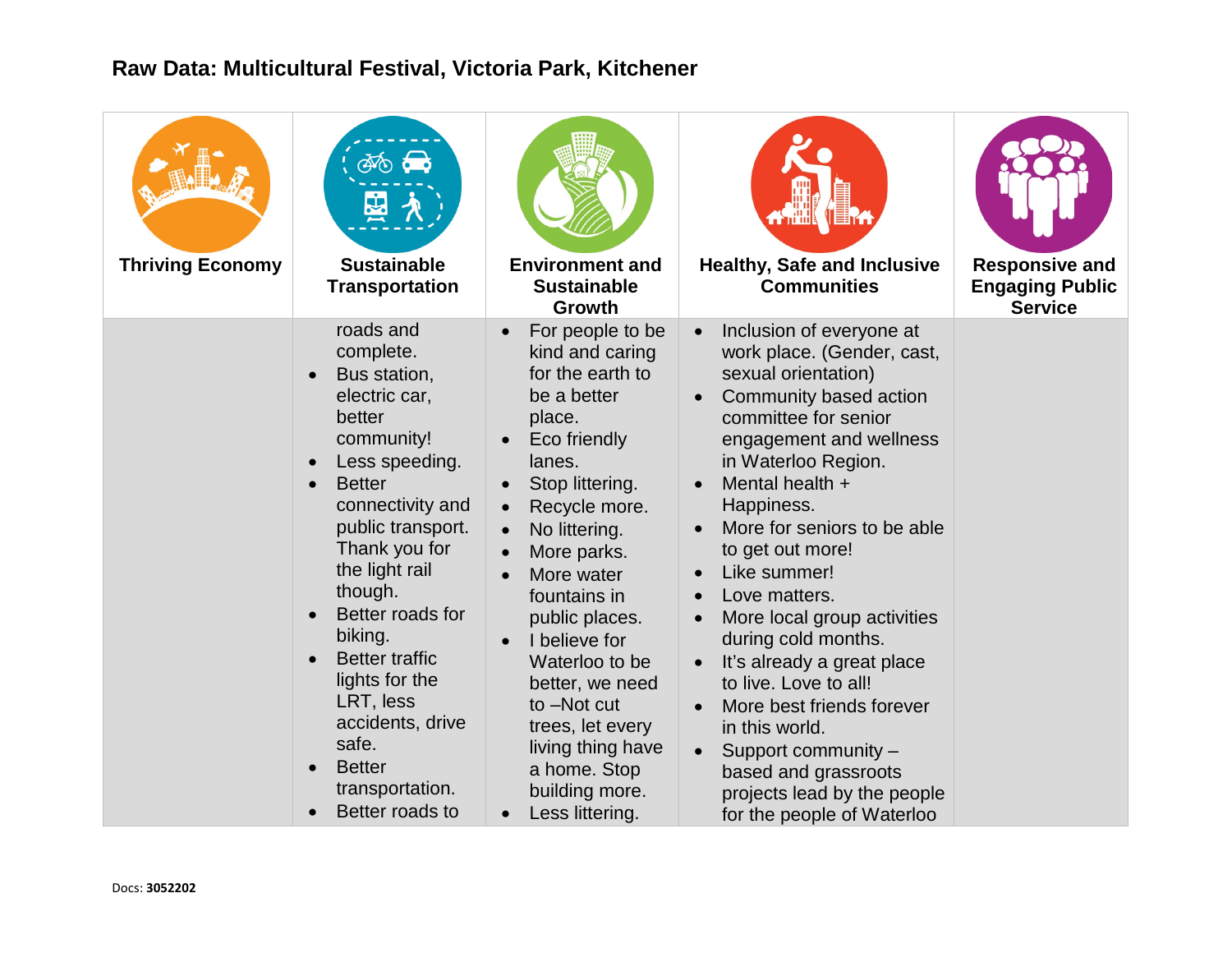## Raw Data: Multicultural Festival, Victoria Park, Kitchener

| Thriving Economy | Sustainable Transportation | Environment and Sustainable Growth | Healthy, Safe and Inclusive Communities | Responsive and Engaging Public Service |
|---|---|---|---|---|
| | roads and complete.<br>• Bus station, electric car, better community!<br>• Less speeding.<br>• Better connectivity and public transport. Thank you for the light rail though.<br>• Better roads for biking.<br>• Better traffic lights for the LRT, less accidents, drive safe.<br>• Better transportation.<br>• Better roads to | • For people to be kind and caring for the earth to be a better place.<br>• Eco friendly lanes.<br>• Stop littering.<br>• Recycle more.<br>• No littering.<br>• More parks.<br>• More water fountains in public places.<br>• I believe for Waterloo to be better, we need to –Not cut trees, let every living thing have a home. Stop building more.<br>• Less littering. | • Inclusion of everyone at work place. (Gender, cast, sexual orientation)<br>• Community based action committee for senior engagement and wellness in Waterloo Region.<br>• Mental health + Happiness.<br>• More for seniors to be able to get out more!<br>• Like summer!<br>• Love matters.<br>• More local group activities during cold months.<br>• It's already a great place to live. Love to all!<br>• More best friends forever in this world.<br>• Support community – based and grassroots projects lead by the people for the people of Waterloo | |

Docs: **3052202**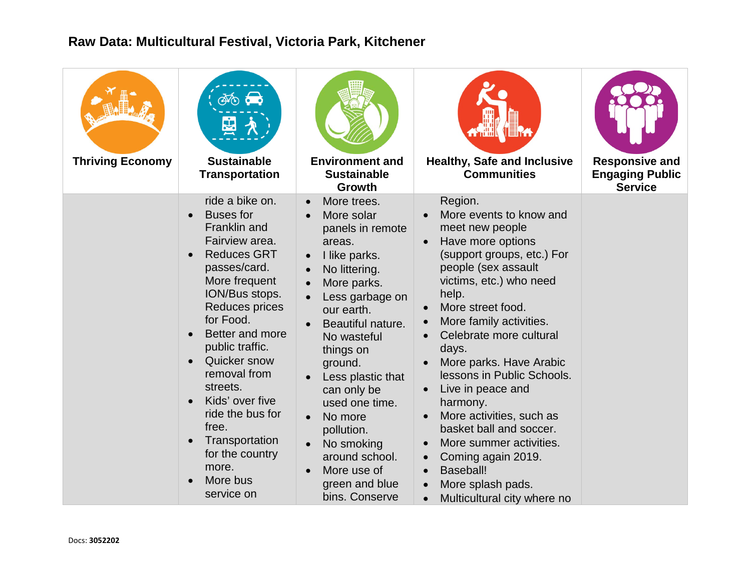## Raw Data: Multicultural Festival, Victoria Park, Kitchener

| Thriving Economy | Sustainable Transportation | Environment and Sustainable Growth | Healthy, Safe and Inclusive Communities | Responsive and Engaging Public Service |
|---|---|---|---|---|
| | ride a bike on.<br>• Buses for Franklin and Fairview area.<br>• Reduces GRT passes/card. More frequent ION/Bus stops. Reduces prices for Food.<br>• Better and more public traffic.<br>• Quicker snow removal from streets.<br>• Kids' over five ride the bus for free.<br>• Transportation for the country more.<br>• More bus service on | • More trees.<br>• More solar panels in remote areas.<br>• I like parks.<br>• No littering.<br>• More parks.<br>• Less garbage on our earth.<br>• Beautiful nature. No wasteful things on ground.<br>• Less plastic that can only be used one time.<br>• No more pollution.<br>• No smoking around school.<br>• More use of green and blue bins. Conserve | Region.<br>• More events to know and meet new people<br>• Have more options (support groups, etc.) For people (sex assault victims, etc.) who need help.<br>• More street food.<br>• More family activities.<br>• Celebrate more cultural days.<br>• More parks. Have Arabic lessons in Public Schools.<br>• Live in peace and harmony.<br>• More activities, such as basket ball and soccer.<br>• More summer activities.<br>• Coming again 2019.<br>• Baseball!<br>• More splash pads.<br>• Multicultural city where no | |

Docs: **3052202**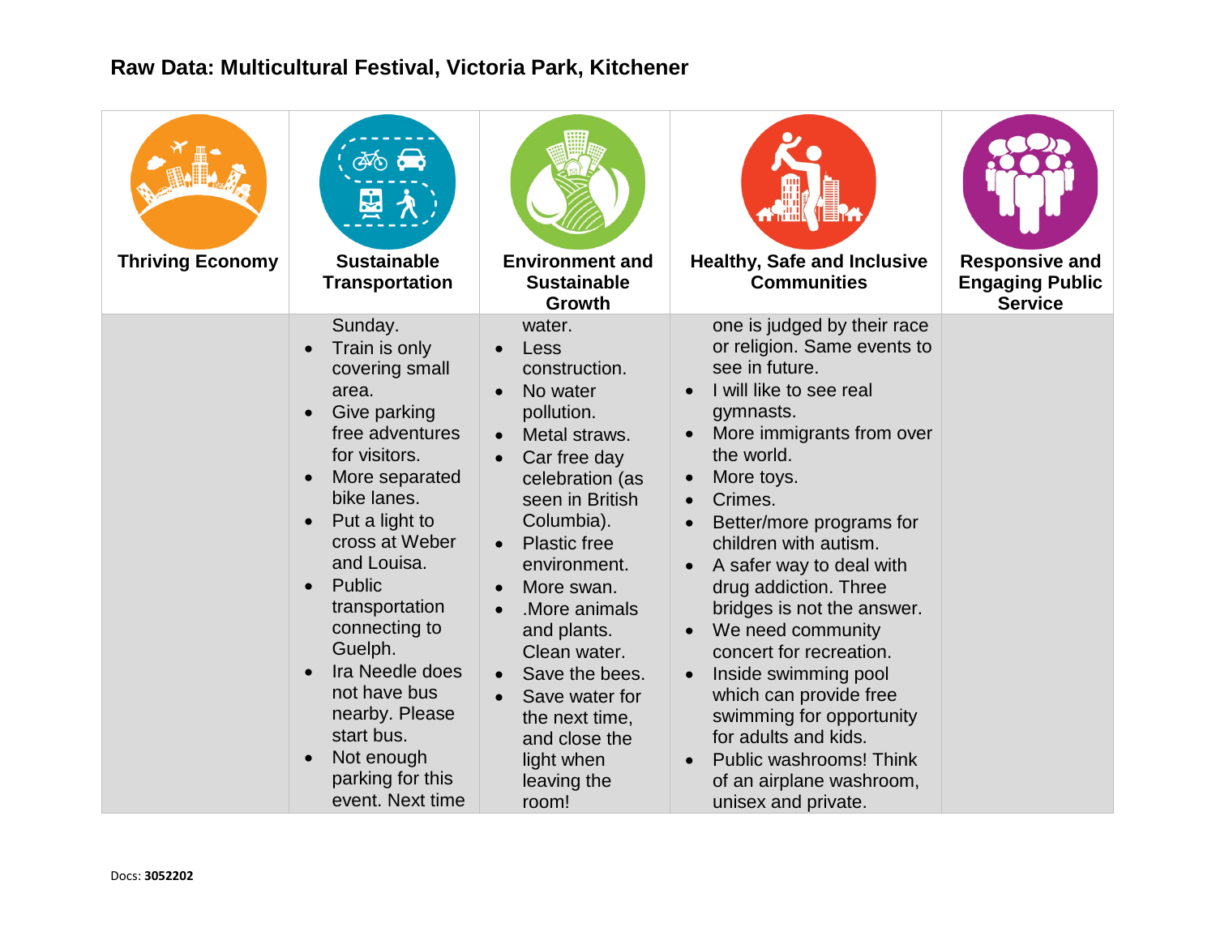## Raw Data: Multicultural Festival, Victoria Park, Kitchener

| Thriving Economy | Sustainable Transportation | Environment and Sustainable Growth | Healthy, Safe and Inclusive Communities | Responsive and Engaging Public Service |
|---|---|---|---|---|
| | Sunday.<br>• Train is only covering small area.<br>• Give parking free adventures for visitors.<br>• More separated bike lanes.<br>• Put a light to cross at Weber and Louisa.<br>• Public transportation connecting to Guelph.<br>• Ira Needle does not have bus nearby. Please start bus.<br>• Not enough parking for this event. Next time | water.<br>• Less construction.<br>• No water pollution.<br>• Metal straws.<br>• Car free day celebration (as seen in British Columbia).<br>• Plastic free environment.<br>• More swan.<br>• .More animals and plants. Clean water.<br>• Save the bees.<br>• Save water for the next time, and close the light when leaving the room! | one is judged by their race or religion. Same events to see in future.<br>• I will like to see real gymnasts.<br>• More immigrants from over the world.<br>• More toys.<br>• Crimes.<br>• Better/more programs for children with autism.<br>• A safer way to deal with drug addiction. Three bridges is not the answer.<br>• We need community concert for recreation.<br>• Inside swimming pool which can provide free swimming for opportunity for adults and kids.<br>• Public washrooms! Think of an airplane washroom, unisex and private. | |

Docs: **3052202**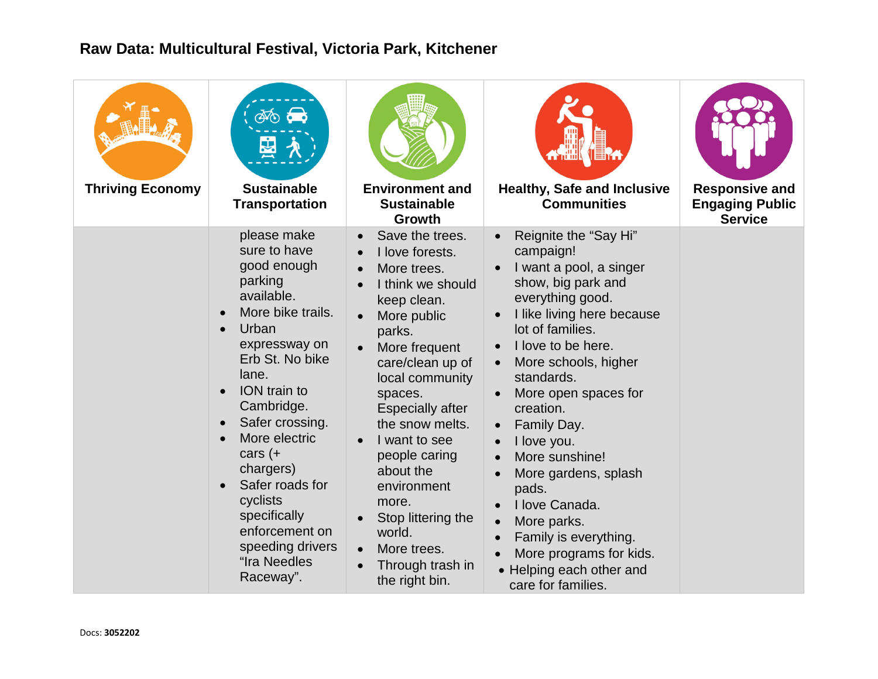## Raw Data: Multicultural Festival, Victoria Park, Kitchener

| Thriving Economy | Sustainable Transportation | Environment and Sustainable Growth | Healthy, Safe and Inclusive Communities | Responsive and Engaging Public Service |
|---|---|---|---|---|
| | please make sure to have good enough parking available.<br>• More bike trails.<br>• Urban expressway on Erb St. No bike lane.<br>• ION train to Cambridge.<br>• Safer crossing.<br>• More electric cars (+ chargers)<br>• Safer roads for cyclists specifically enforcement on speeding drivers "Ira Needles Raceway". | • Save the trees.<br>• I love forests.<br>• More trees.<br>• I think we should keep clean.<br>• More public parks.<br>• More frequent care/clean up of local community spaces. Especially after the snow melts.<br>• I want to see people caring about the environment more.<br>• Stop littering the world.<br>• More trees.<br>• Through trash in the right bin. | • Reignite the "Say Hi" campaign!<br>• I want a pool, a singer show, big park and everything good.<br>• I like living here because lot of families.<br>• I love to be here.<br>• More schools, higher standards.<br>• More open spaces for creation.<br>• Family Day.<br>• I love you.<br>• More sunshine!<br>• More gardens, splash pads.<br>• I love Canada.<br>• More parks.<br>• Family is everything.<br>• More programs for kids.<br>• Helping each other and care for families. | |

Docs: **3052202**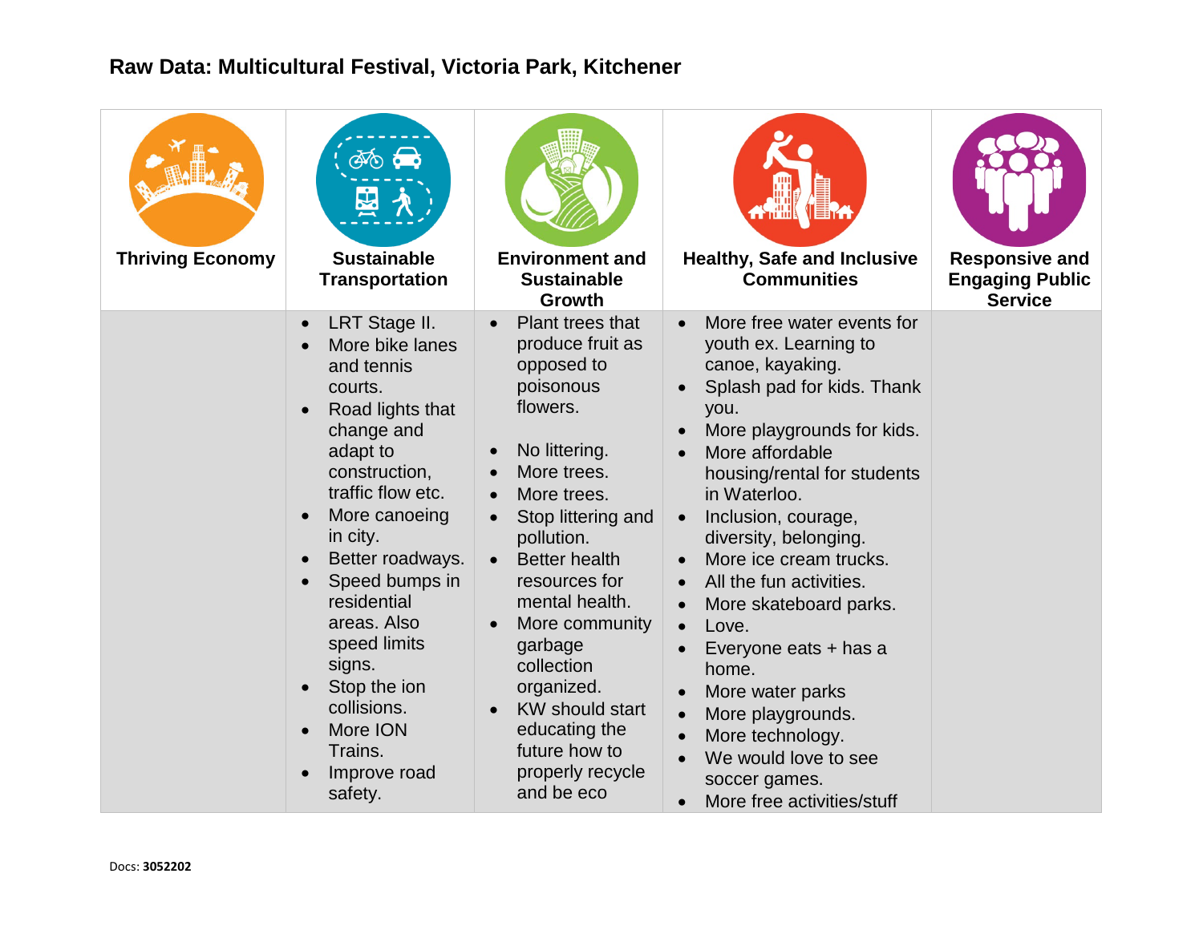# Raw Data: Multicultural Festival, Victoria Park, Kitchener

| Thriving Economy | Sustainable Transportation | Environment and Sustainable Growth | Healthy, Safe and Inclusive Communities | Responsive and Engaging Public Service |
|---|---|---|---|---|
| | • LRT Stage II.<br>• More bike lanes and tennis courts.<br>• Road lights that change and adapt to construction, traffic flow etc.<br>• More canoeing in city.<br>• Better roadways.<br>• Speed bumps in residential areas. Also speed limits signs.<br>• Stop the ion collisions.<br>• More ION Trains.<br>• Improve road safety. | • Plant trees that produce fruit as opposed to poisonous flowers.<br>• No littering.<br>• More trees.<br>• More trees.<br>• Stop littering and pollution.<br>• Better health resources for mental health.<br>• More community garbage collection organized.<br>• KW should start educating the future how to properly recycle and be eco | • More free water events for youth ex. Learning to canoe, kayaking.<br>• Splash pad for kids. Thank you.<br>• More playgrounds for kids.<br>• More affordable housing/rental for students in Waterloo.<br>• Inclusion, courage, diversity, belonging.<br>• More ice cream trucks.<br>• All the fun activities.<br>• More skateboard parks.<br>• Love.<br>• Everyone eats + has a home.<br>• More water parks<br>• More playgrounds.<br>• More technology.<br>• We would love to see soccer games.<br>• More free activities/stuff | |

Docs: **3052202**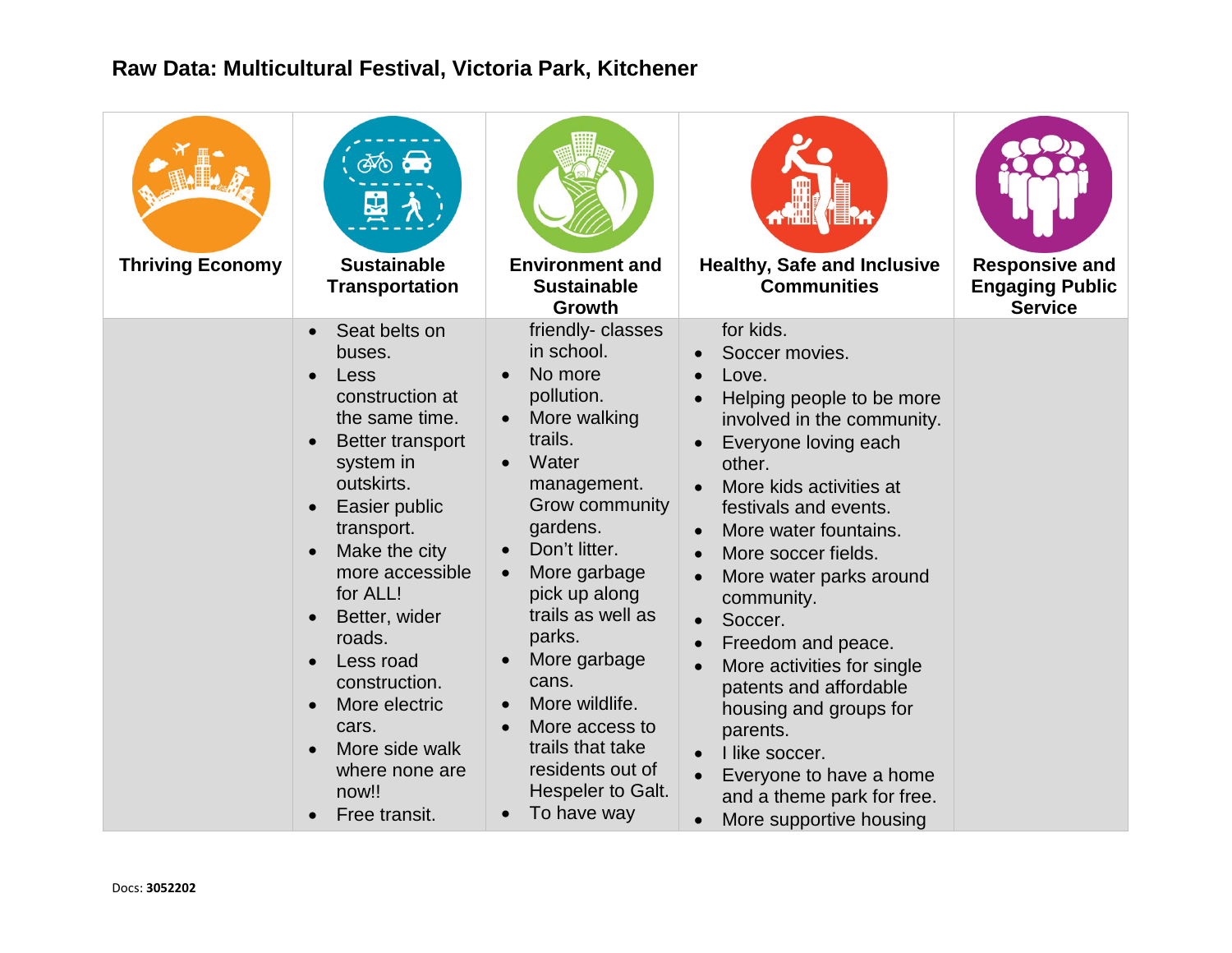## Raw Data: Multicultural Festival, Victoria Park, Kitchener

| Thriving Economy | Sustainable Transportation | Environment and Sustainable Growth | Healthy, Safe and Inclusive Communities | Responsive and Engaging Public Service |
|---|---|---|---|---|
| | • Seat belts on buses.<br>• Less construction at the same time.<br>• Better transport system in outskirts.<br>• Easier public transport.<br>• Make the city more accessible for ALL!<br>• Better, wider roads.<br>• Less road construction.<br>• More electric cars.<br>• More side walk where none are now!!<br>• Free transit. | friendly- classes in school.<br>• No more pollution.<br>• More walking trails.<br>• Water management. Grow community gardens.<br>• Don't litter.<br>• More garbage pick up along trails as well as parks.<br>• More garbage cans.<br>• More wildlife.<br>• More access to trails that take residents out of Hespeler to Galt.<br>• To have way | for kids.<br>• Soccer movies.<br>• Love.<br>• Helping people to be more involved in the community.<br>• Everyone loving each other.<br>• More kids activities at festivals and events.<br>• More water fountains.<br>• More soccer fields.<br>• More water parks around community.<br>• Soccer.<br>• Freedom and peace.<br>• More activities for single patents and affordable housing and groups for parents.<br>• I like soccer.<br>• Everyone to have a home and a theme park for free.<br>• More supportive housing | |

Docs: **3052202**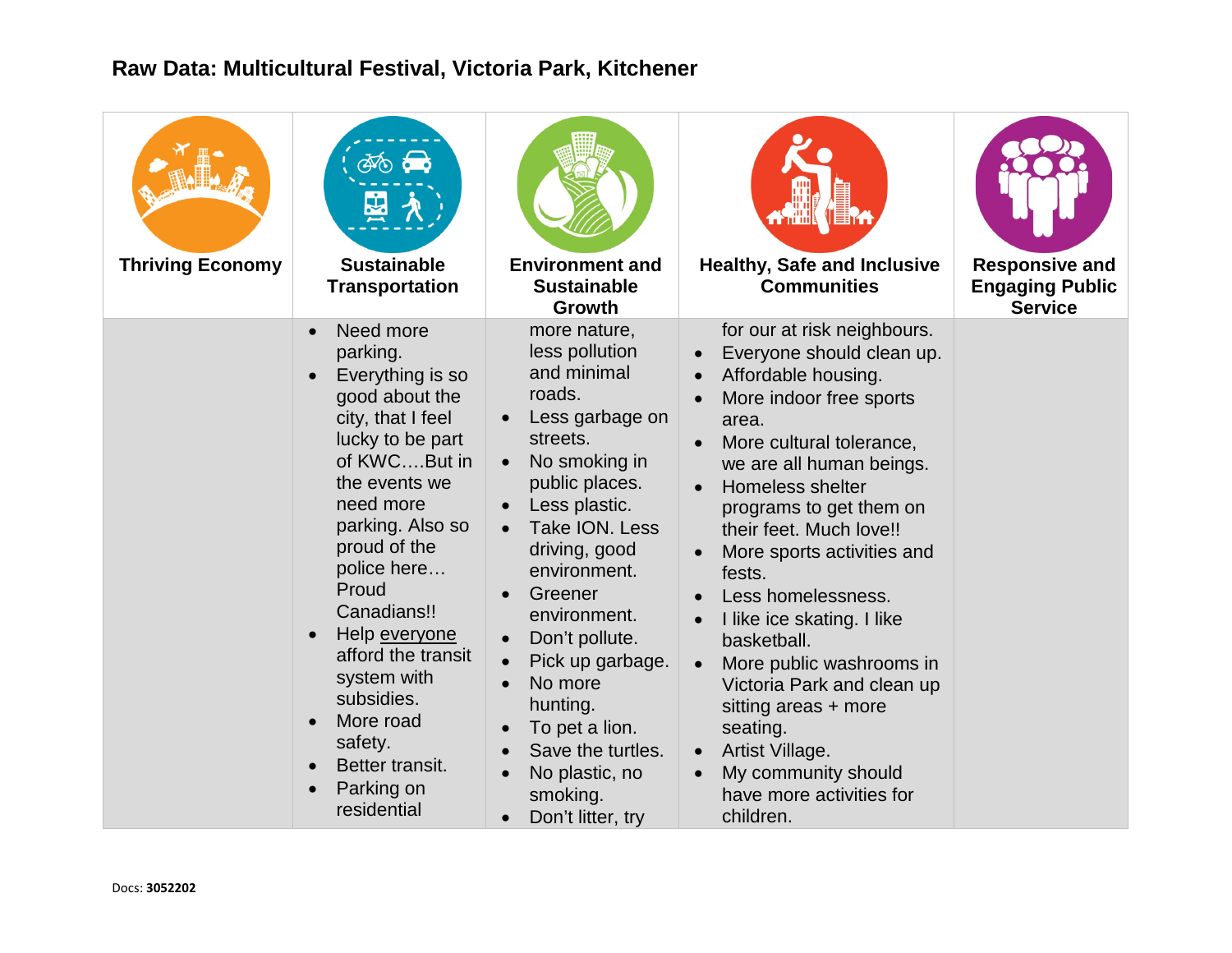## Raw Data: Multicultural Festival, Victoria Park, Kitchener

| Thriving Economy | Sustainable Transportation | Environment and Sustainable Growth | Healthy, Safe and Inclusive Communities | Responsive and Engaging Public Service |
|---|---|---|---|---|
| | • Need more parking.<br>• Everything is so good about the city, that I feel lucky to be part of KWC….But in the events we need more parking. Also so proud of the police here… Proud Canadians!!<br>• Help everyone afford the transit system with subsidies.<br>• More road safety.<br>• Better transit.<br>• Parking on residential | more nature, less pollution and minimal roads.<br>• Less garbage on streets.<br>• No smoking in public places.<br>• Less plastic.<br>• Take ION. Less driving, good environment.<br>• Greener environment.<br>• Don't pollute.<br>• Pick up garbage.<br>• No more hunting.<br>• To pet a lion.<br>• Save the turtles.<br>• No plastic, no smoking.<br>• Don't litter, try | for our at risk neighbours.<br>• Everyone should clean up.<br>• Affordable housing.<br>• More indoor free sports area.<br>• More cultural tolerance, we are all human beings.<br>• Homeless shelter programs to get them on their feet. Much love!!<br>• More sports activities and fests.<br>• Less homelessness.<br>• I like ice skating. I like basketball.<br>• More public washrooms in Victoria Park and clean up sitting areas + more seating.<br>• Artist Village.<br>• My community should have more activities for children. | |

Docs: **3052202**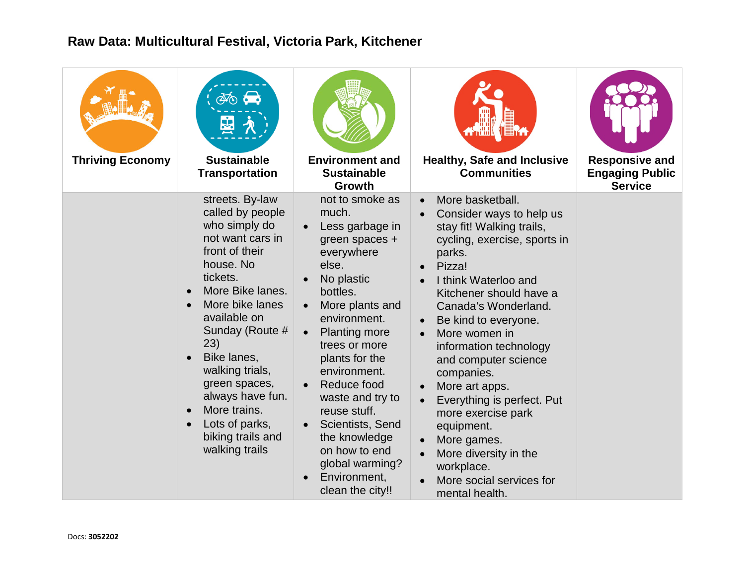## Raw Data: Multicultural Festival, Victoria Park, Kitchener

| Thriving Economy | Sustainable Transportation | Environment and Sustainable Growth | Healthy, Safe and Inclusive Communities | Responsive and Engaging Public Service |
|---|---|---|---|---|
| | streets. By-law called by people who simply do not want cars in front of their house. No tickets.<br>• More Bike lanes.<br>• More bike lanes available on Sunday (Route # 23)<br>• Bike lanes, walking trials, green spaces, always have fun.<br>• More trains.<br>• Lots of parks, biking trails and walking trails | not to smoke as much.<br>• Less garbage in green spaces + everywhere else.<br>• No plastic bottles.<br>• More plants and environment.<br>• Planting more trees or more plants for the environment.<br>• Reduce food waste and try to reuse stuff.<br>• Scientists, Send the knowledge on how to end global warming?<br>• Environment, clean the city!! | • More basketball.<br>• Consider ways to help us stay fit! Walking trails, cycling, exercise, sports in parks.<br>• Pizza!<br>• I think Waterloo and Kitchener should have a Canada's Wonderland.<br>• Be kind to everyone.<br>• More women in information technology and computer science companies.<br>• More art apps.<br>• Everything is perfect. Put more exercise park equipment.<br>• More games.<br>• More diversity in the workplace.<br>• More social services for mental health. | |

Docs: **3052202**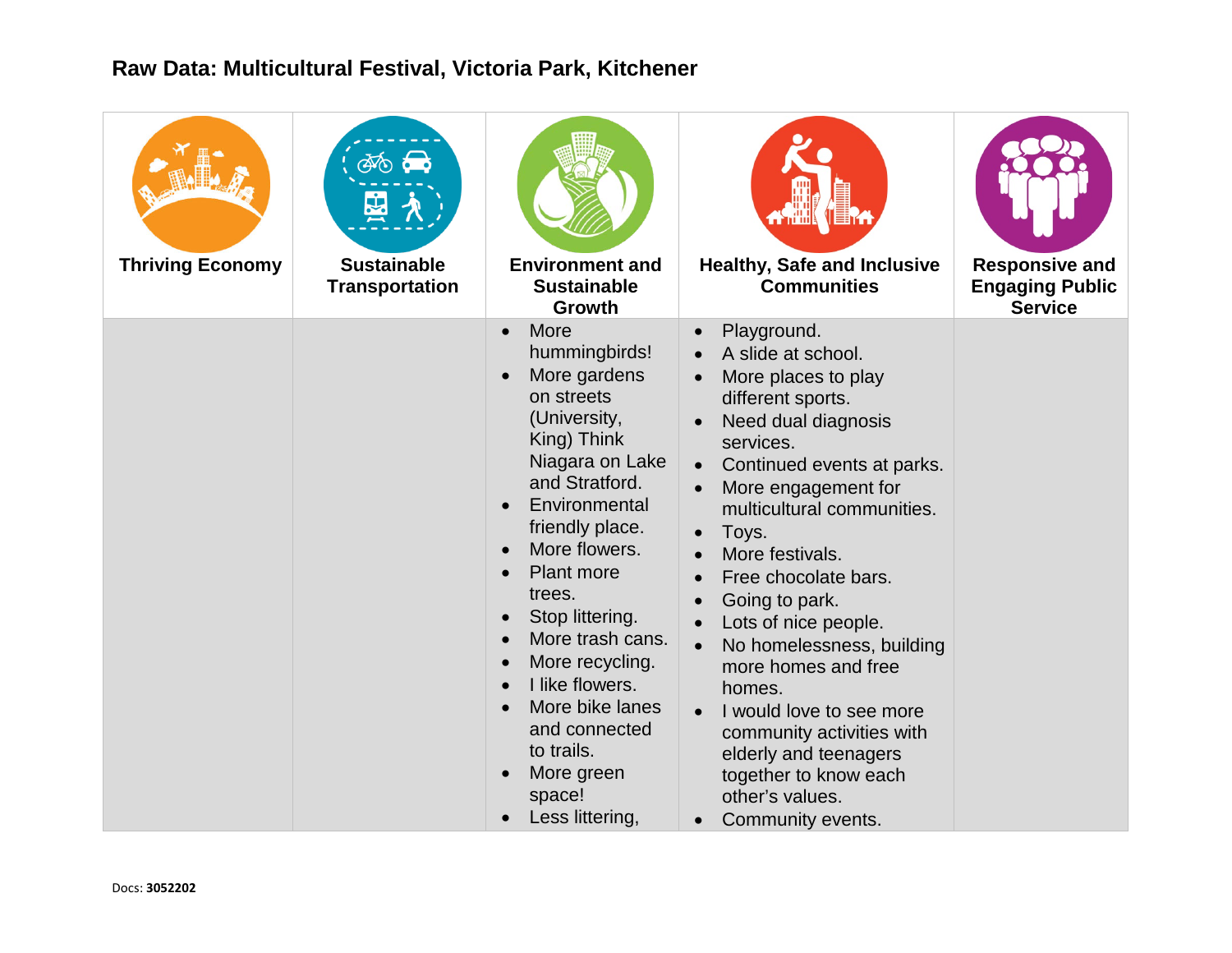## Raw Data: Multicultural Festival, Victoria Park, Kitchener

| Thriving Economy | Sustainable Transportation | Environment and Sustainable Growth | Healthy, Safe and Inclusive Communities | Responsive and Engaging Public Service |
|---|---|---|---|---|
| | | • More hummingbirds!<br>• More gardens on streets (University, King) Think Niagara on Lake and Stratford.<br>• Environmental friendly place.<br>• More flowers.<br>• Plant more trees.<br>• Stop littering.<br>• More trash cans.<br>• More recycling.<br>• I like flowers.<br>• More bike lanes and connected to trails.<br>• More green space!<br>• Less littering, | • Playground.<br>• A slide at school.<br>• More places to play different sports.<br>• Need dual diagnosis services.<br>• Continued events at parks.<br>• More engagement for multicultural communities.<br>• Toys.<br>• More festivals.<br>• Free chocolate bars.<br>• Going to park.<br>• Lots of nice people.<br>• No homelessness, building more homes and free homes.<br>• I would love to see more community activities with elderly and teenagers together to know each other's values.<br>• Community events. | |

Docs: **3052202**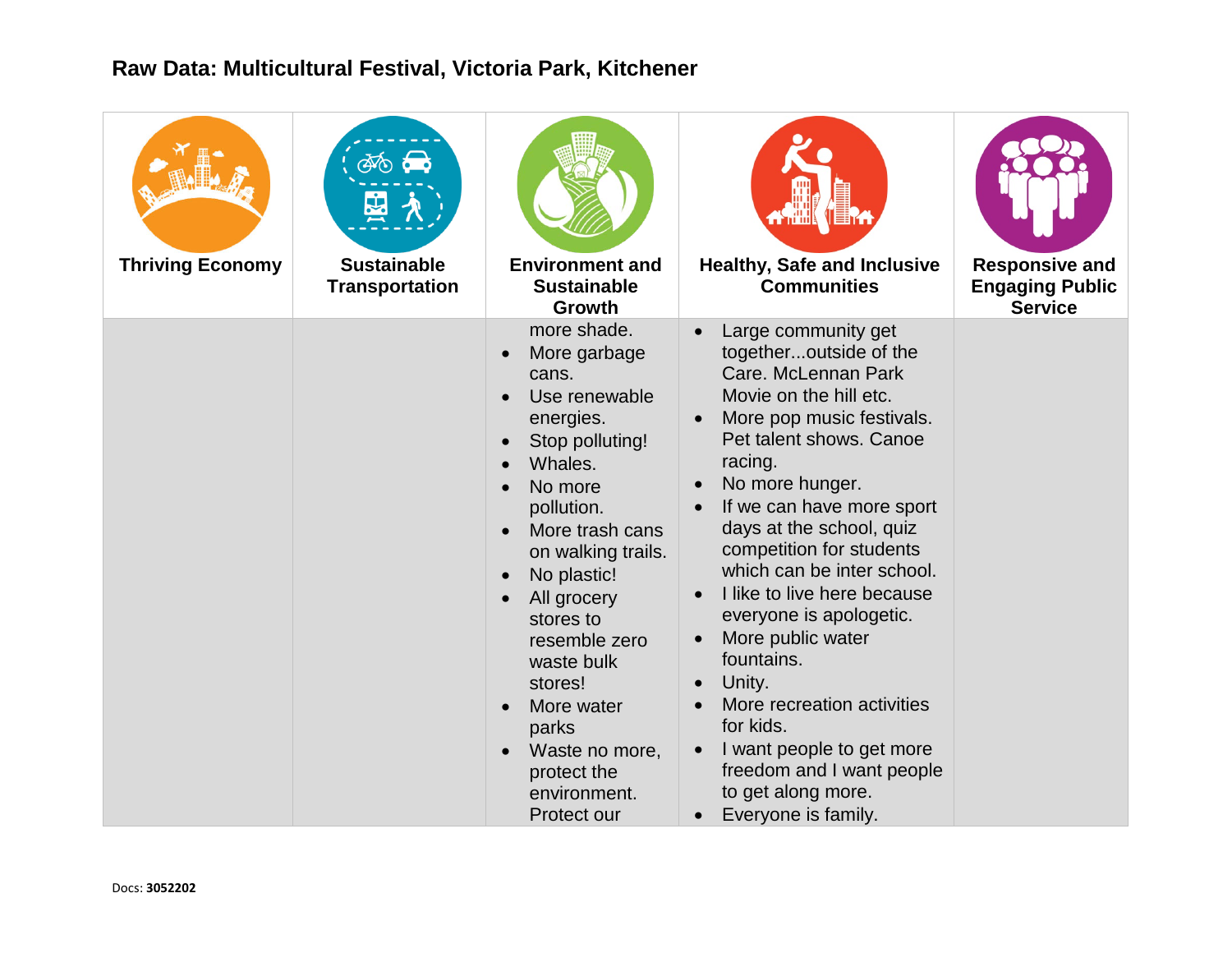## Raw Data: Multicultural Festival, Victoria Park, Kitchener

| Thriving Economy | Sustainable Transportation | Environment and Sustainable Growth | Healthy, Safe and Inclusive Communities | Responsive and Engaging Public Service |
|---|---|---|---|---|
| | | more shade.<br>• More garbage cans.<br>• Use renewable energies.<br>• Stop polluting!<br>• Whales.<br>• No more pollution.<br>• More trash cans on walking trails.<br>• No plastic!<br>• All grocery stores to resemble zero waste bulk stores!<br>• More water parks<br>• Waste no more, protect the environment. Protect our | • Large community get together...outside of the Care. McLennan Park Movie on the hill etc.<br>• More pop music festivals. Pet talent shows. Canoe racing.<br>• No more hunger.<br>• If we can have more sport days at the school, quiz competition for students which can be inter school.<br>• I like to live here because everyone is apologetic.<br>• More public water fountains.<br>• Unity.<br>• More recreation activities for kids.<br>• I want people to get more freedom and I want people to get along more.<br>• Everyone is family. | |

Docs: **3052202**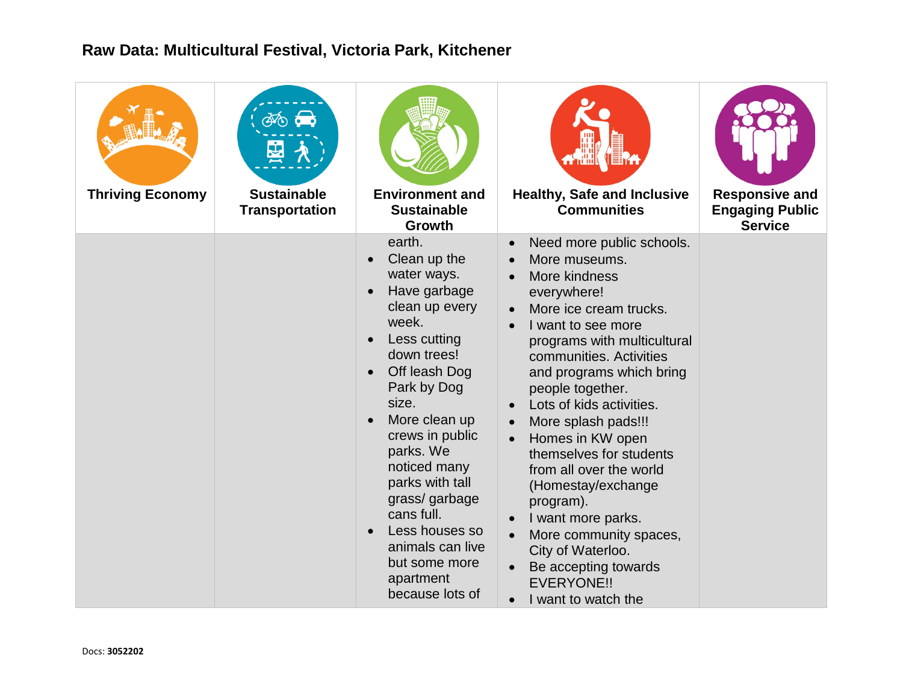## Raw Data: Multicultural Festival, Victoria Park, Kitchener

| Thriving Economy | Sustainable Transportation | Environment and Sustainable Growth | Healthy, Safe and Inclusive Communities | Responsive and Engaging Public Service |
|---|---|---|---|---|
| | | earth.<br>• Clean up the water ways.<br>• Have garbage clean up every week.<br>• Less cutting down trees!<br>• Off leash Dog Park by Dog size.<br>• More clean up crews in public parks. We noticed many parks with tall grass/ garbage cans full.<br>• Less houses so animals can live but some more apartment because lots of | • Need more public schools.<br>• More museums.<br>• More kindness everywhere!<br>• More ice cream trucks.<br>• I want to see more programs with multicultural communities. Activities and programs which bring people together.<br>• Lots of kids activities.<br>• More splash pads!!!<br>• Homes in KW open themselves for students from all over the world (Homestay/exchange program).<br>• I want more parks.<br>• More community spaces, City of Waterloo.<br>• Be accepting towards EVERYONE!!<br>• I want to watch the | |

Docs: **3052202**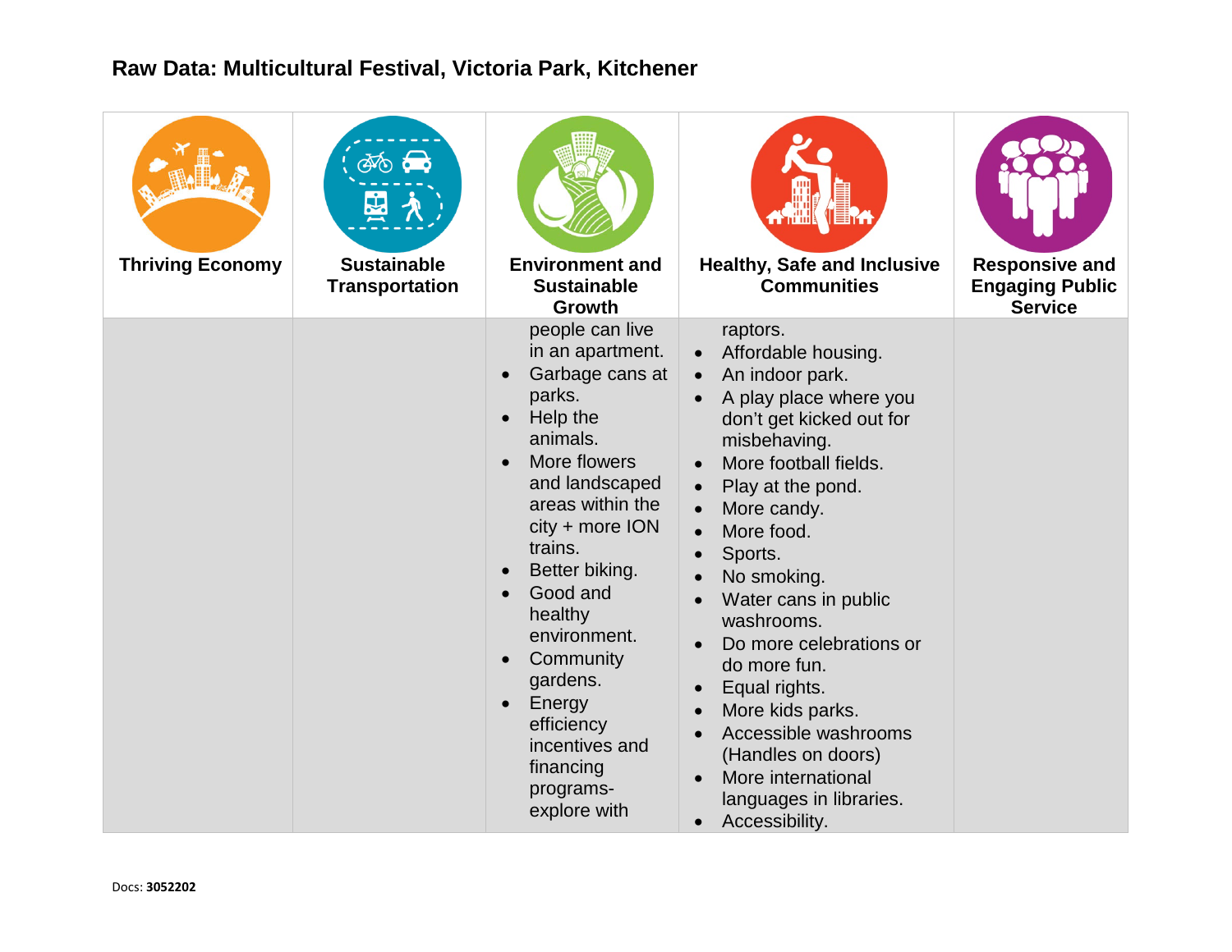## Raw Data: Multicultural Festival, Victoria Park, Kitchener

| Thriving Economy | Sustainable Transportation | Environment and Sustainable Growth | Healthy, Safe and Inclusive Communities | Responsive and Engaging Public Service |
|---|---|---|---|---|
| | | people can live in an apartment.<br>• Garbage cans at parks.<br>• Help the animals.<br>• More flowers and landscaped areas within the city + more ION trains.<br>• Better biking.<br>• Good and healthy environment.<br>• Community gardens.<br>• Energy efficiency incentives and financing programs- explore with | raptors.<br>• Affordable housing.<br>• An indoor park.<br>• A play place where you don't get kicked out for misbehaving.<br>• More football fields.<br>• Play at the pond.<br>• More candy.<br>• More food.<br>• Sports.<br>• No smoking.<br>• Water cans in public washrooms.<br>• Do more celebrations or do more fun.<br>• Equal rights.<br>• More kids parks.<br>• Accessible washrooms (Handles on doors)<br>• More international languages in libraries.<br>• Accessibility. | |

Docs: **3052202**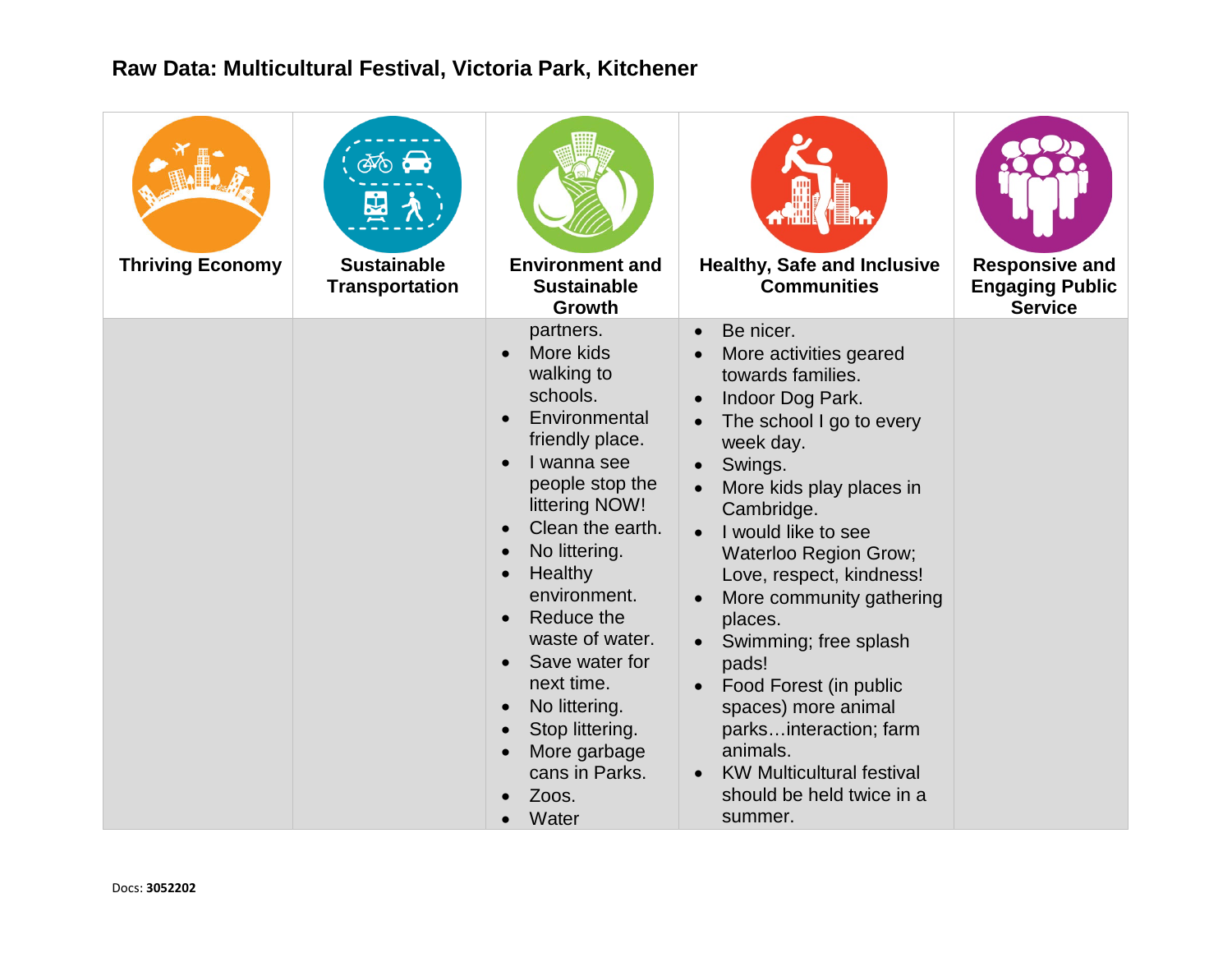# Raw Data: Multicultural Festival, Victoria Park, Kitchener

| Thriving Economy | Sustainable Transportation | Environment and Sustainable Growth | Healthy, Safe and Inclusive Communities | Responsive and Engaging Public Service |
|---|---|---|---|---|
| | | partners.<br>• More kids walking to schools.<br>• Environmental friendly place.<br>• I wanna see people stop the littering NOW!<br>• Clean the earth.<br>• No littering.<br>• Healthy environment.<br>• Reduce the waste of water.<br>• Save water for next time.<br>• No littering.<br>• Stop littering.<br>• More garbage cans in Parks.<br>• Zoos.<br>• Water | • Be nicer.<br>• More activities geared towards families.<br>• Indoor Dog Park.<br>• The school I go to every week day.<br>• Swings.<br>• More kids play places in Cambridge.<br>• I would like to see Waterloo Region Grow; Love, respect, kindness!<br>• More community gathering places.<br>• Swimming; free splash pads!<br>• Food Forest (in public spaces) more animal parks…interaction; farm animals.<br>• KW Multicultural festival should be held twice in a summer. | |

Docs: **3052202**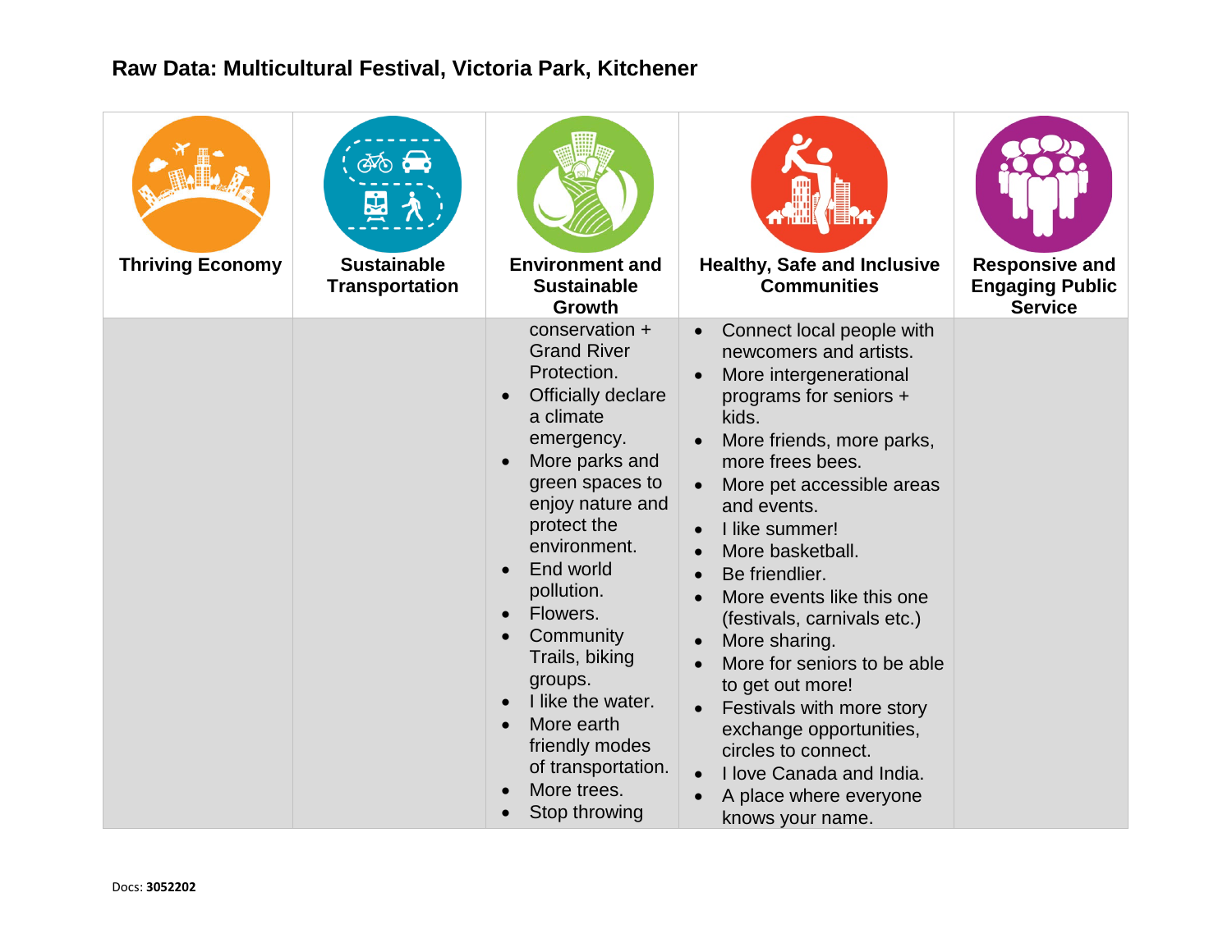## Raw Data: Multicultural Festival, Victoria Park, Kitchener

| Thriving Economy | Sustainable Transportation | Environment and Sustainable Growth | Healthy, Safe and Inclusive Communities | Responsive and Engaging Public Service |
|---|---|---|---|---|
| | | conservation + Grand River Protection.<br>• Officially declare a climate emergency.<br>• More parks and green spaces to enjoy nature and protect the environment.<br>• End world pollution.<br>• Flowers.<br>• Community Trails, biking groups.<br>• I like the water.<br>• More earth friendly modes of transportation.<br>• More trees.<br>• Stop throwing | • Connect local people with newcomers and artists.<br>• More intergenerational programs for seniors + kids.<br>• More friends, more parks, more frees bees.<br>• More pet accessible areas and events.<br>• I like summer!<br>• More basketball.<br>• Be friendlier.<br>• More events like this one (festivals, carnivals etc.)<br>• More sharing.<br>• More for seniors to be able to get out more!<br>• Festivals with more story exchange opportunities, circles to connect.<br>• I love Canada and India.<br>• A place where everyone knows your name. | |

Docs: **3052202**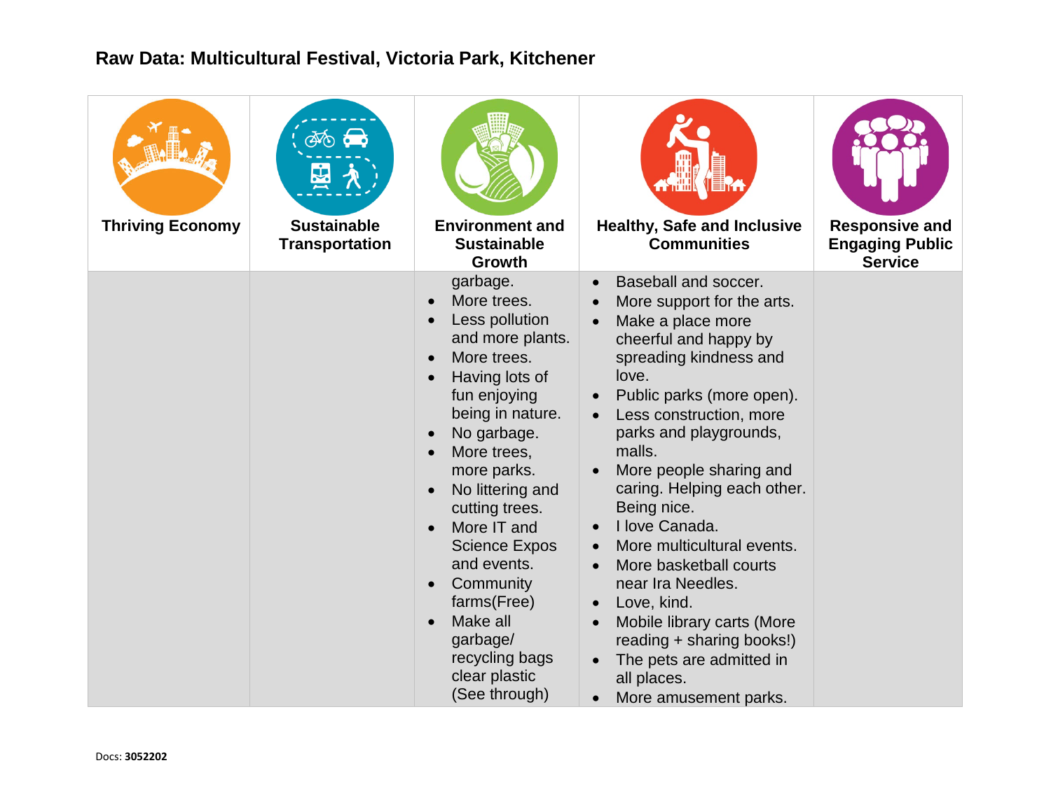## Raw Data: Multicultural Festival, Victoria Park, Kitchener

| Thriving Economy | Sustainable Transportation | Environment and Sustainable Growth | Healthy, Safe and Inclusive Communities | Responsive and Engaging Public Service |
|---|---|---|---|---|
| | | garbage.<br>• More trees.<br>• Less pollution and more plants.<br>• More trees.<br>• Having lots of fun enjoying being in nature.<br>• No garbage.<br>• More trees, more parks.<br>• No littering and cutting trees.<br>• More IT and Science Expos and events.<br>• Community farms(Free)<br>• Make all garbage/ recycling bags clear plastic (See through) | • Baseball and soccer.<br>• More support for the arts.<br>• Make a place more cheerful and happy by spreading kindness and love.<br>• Public parks (more open).<br>• Less construction, more parks and playgrounds, malls.<br>• More people sharing and caring. Helping each other. Being nice.<br>• I love Canada.<br>• More multicultural events.<br>• More basketball courts near Ira Needles.<br>• Love, kind.<br>• Mobile library carts (More reading + sharing books!)<br>• The pets are admitted in all places.<br>• More amusement parks. | |

Docs: **3052202**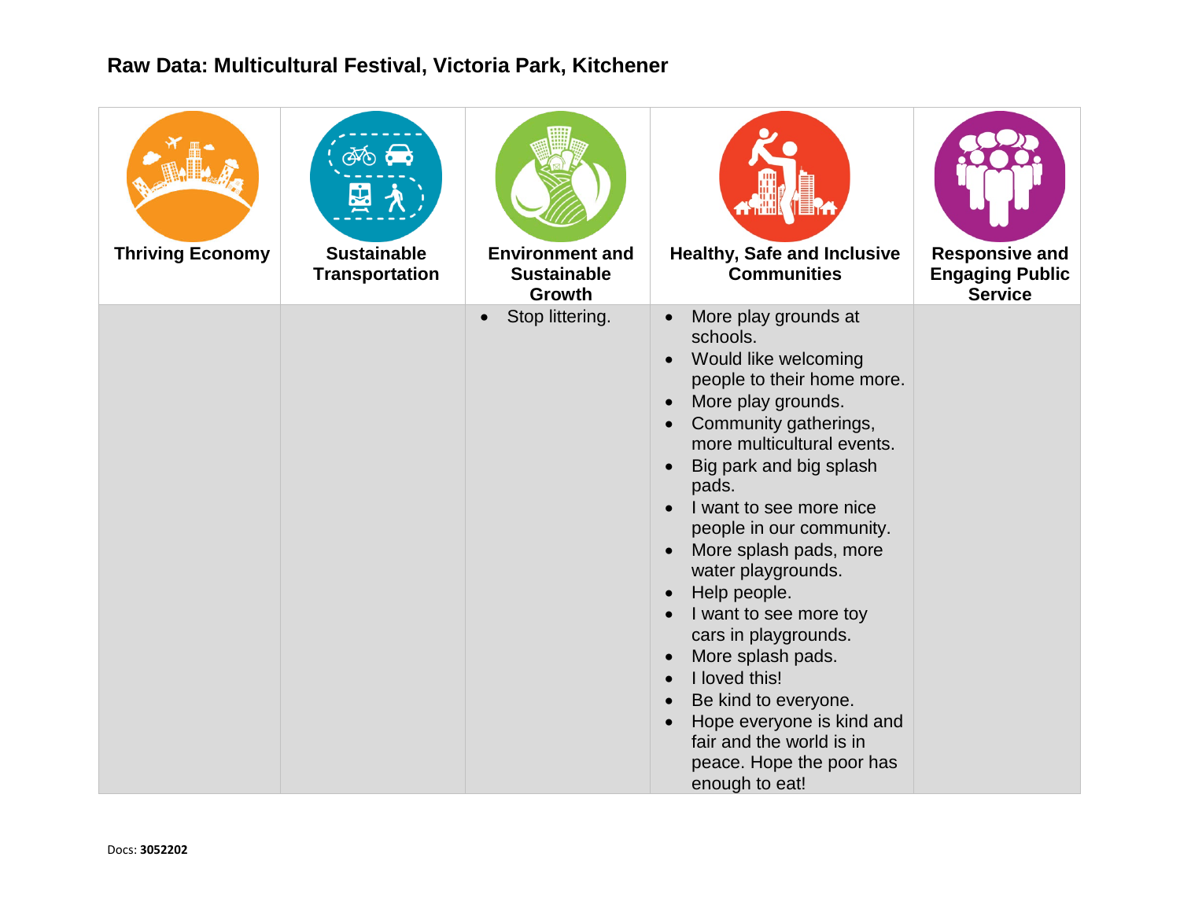## Raw Data: Multicultural Festival, Victoria Park, Kitchener

| Thriving Economy | Sustainable Transportation | Environment and Sustainable Growth | Healthy, Safe and Inclusive Communities | Responsive and Engaging Public Service |
|---|---|---|---|---|
| | | • Stop littering. | • More play grounds at schools.<br>• Would like welcoming people to their home more.<br>• More play grounds.<br>• Community gatherings, more multicultural events.<br>• Big park and big splash pads.<br>• I want to see more nice people in our community.<br>• More splash pads, more water playgrounds.<br>• Help people.<br>• I want to see more toy cars in playgrounds.<br>• More splash pads.<br>• I loved this!<br>• Be kind to everyone.<br>• Hope everyone is kind and fair and the world is in peace. Hope the poor has enough to eat! | |

Docs: **3052202**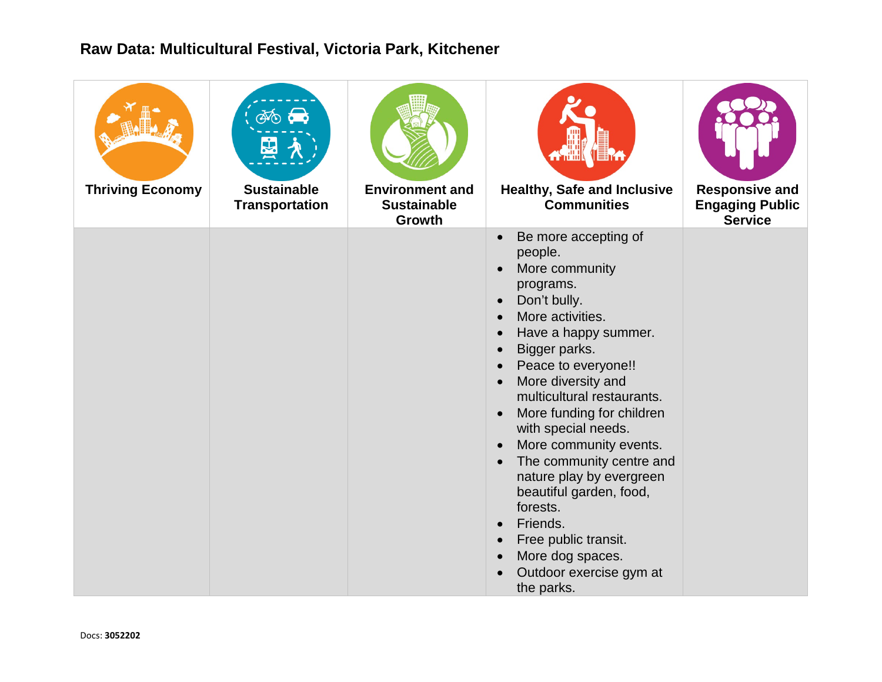## Raw Data: Multicultural Festival, Victoria Park, Kitchener

| Thriving Economy | Sustainable Transportation | Environment and Sustainable Growth | Healthy, Safe and Inclusive Communities | Responsive and Engaging Public Service |
|---|---|---|---|---|
| | | | • Be more accepting of people.<br>• More community programs.<br>• Don't bully.<br>• More activities.<br>• Have a happy summer.<br>• Bigger parks.<br>• Peace to everyone!!<br>• More diversity and multicultural restaurants.<br>• More funding for children with special needs.<br>• More community events.<br>• The community centre and nature play by evergreen beautiful garden, food, forests.<br>• Friends.<br>• Free public transit.<br>• More dog spaces.<br>• Outdoor exercise gym at the parks. | |

Docs: **3052202**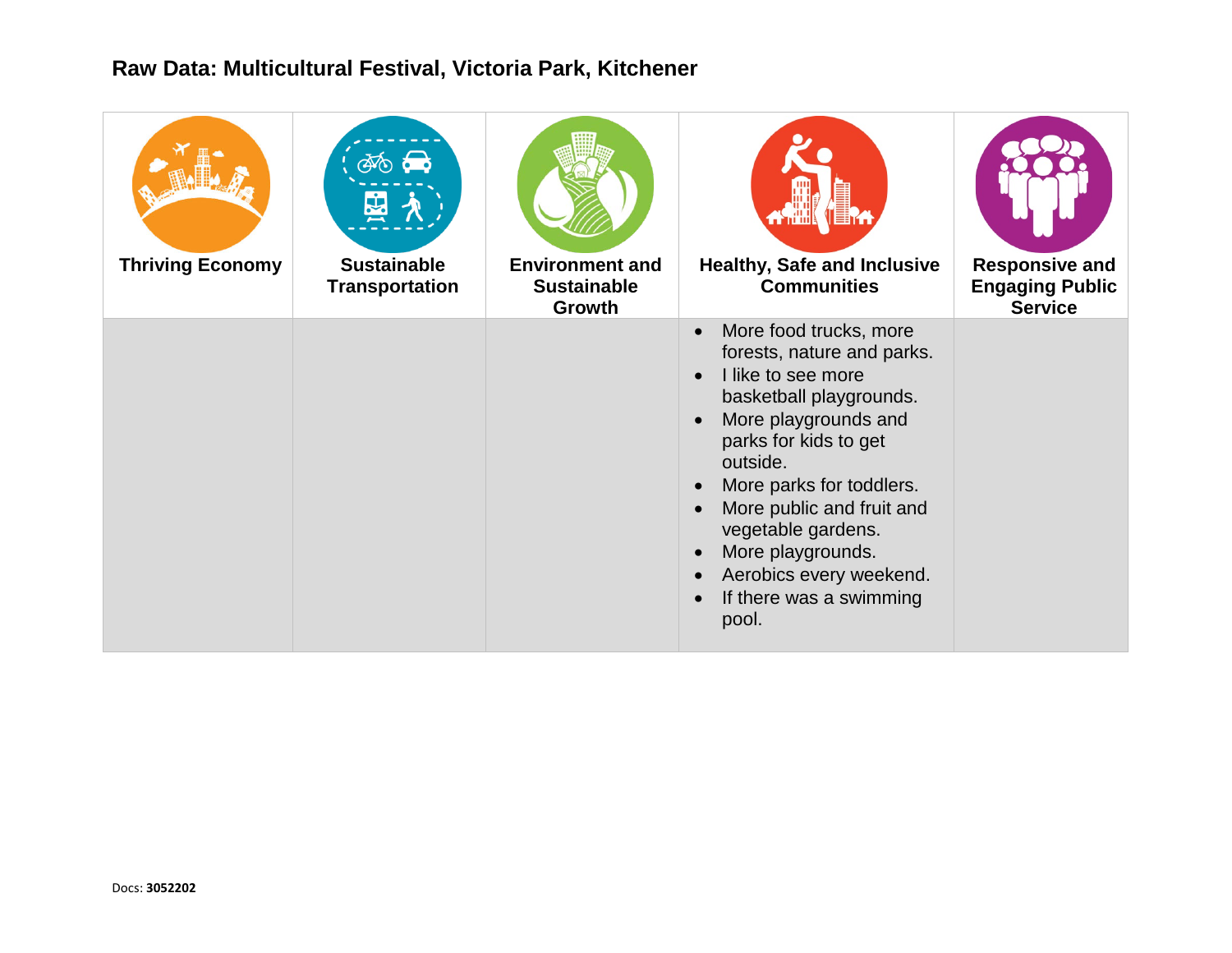## Raw Data: Multicultural Festival, Victoria Park, Kitchener

| Thriving Economy | Sustainable Transportation | Environment and Sustainable Growth | Healthy, Safe and Inclusive Communities | Responsive and Engaging Public Service |
|---|---|---|---|---|
| | | | • More food trucks, more forests, nature and parks.<br>• I like to see more basketball playgrounds.<br>• More playgrounds and parks for kids to get outside.<br>• More parks for toddlers.<br>• More public and fruit and vegetable gardens.<br>• More playgrounds.<br>• Aerobics every weekend.<br>• If there was a swimming pool. | |

Docs: **3052202**